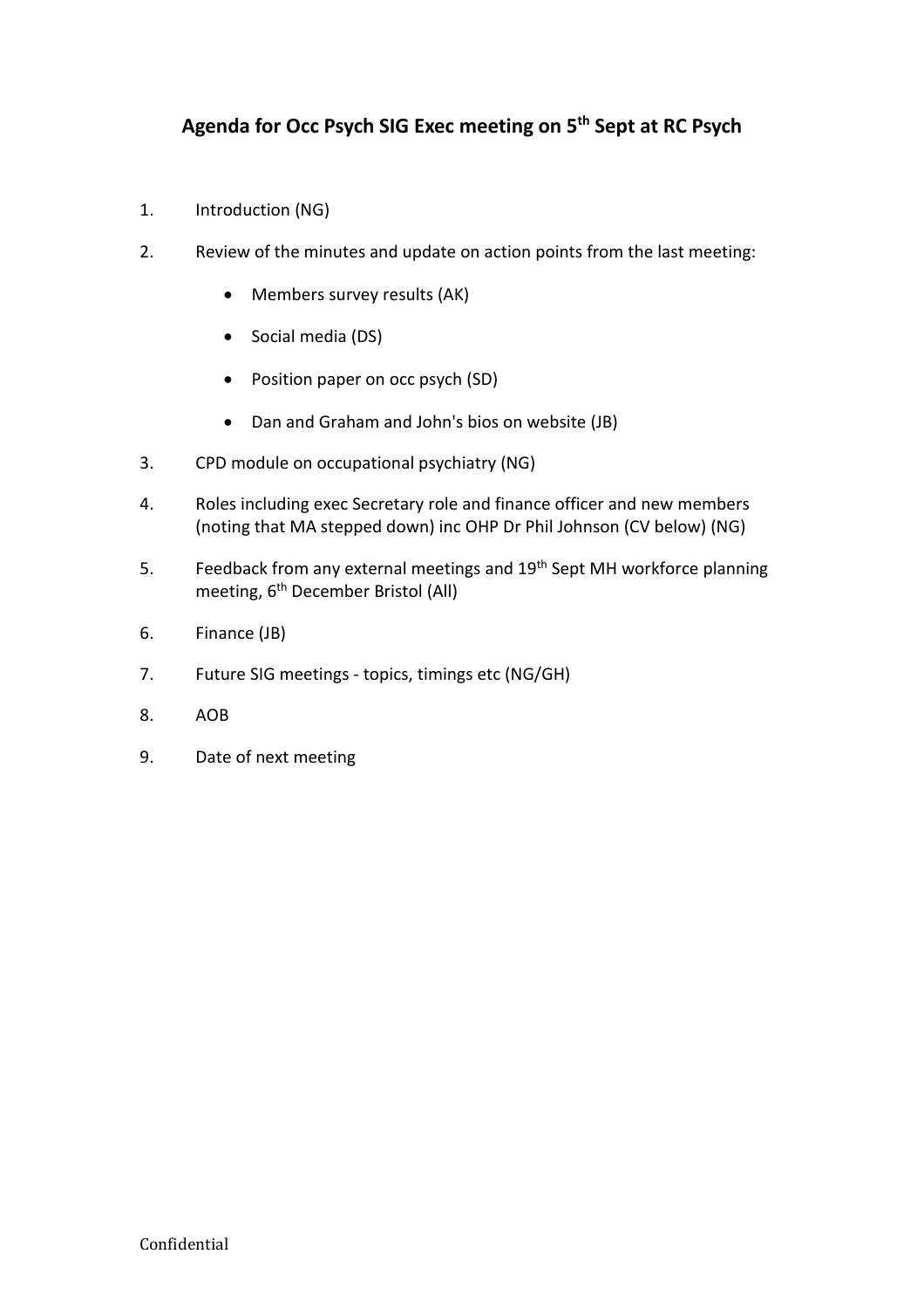# Agenda for Occ Psych SIG Exec meeting on 5th Sept at RC Psych

1. Introduction (NG)
2. Review of the minutes and update on action points from the last meeting:
   - Members survey results (AK)
   - Social media (DS)
   - Position paper on occ psych (SD)
   - Dan and Graham and John's bios on website (JB)
3. CPD module on occupational psychiatry (NG)
4. Roles including exec Secretary role and finance officer and new members (noting that MA stepped down) inc OHP Dr Phil Johnson (CV below) (NG)
5. Feedback from any external meetings and 19th Sept MH workforce planning meeting, 6th December Bristol (All)
6. Finance (JB)
7. Future SIG meetings - topics, timings etc (NG/GH)
8. AOB
9. Date of next meeting

Confidential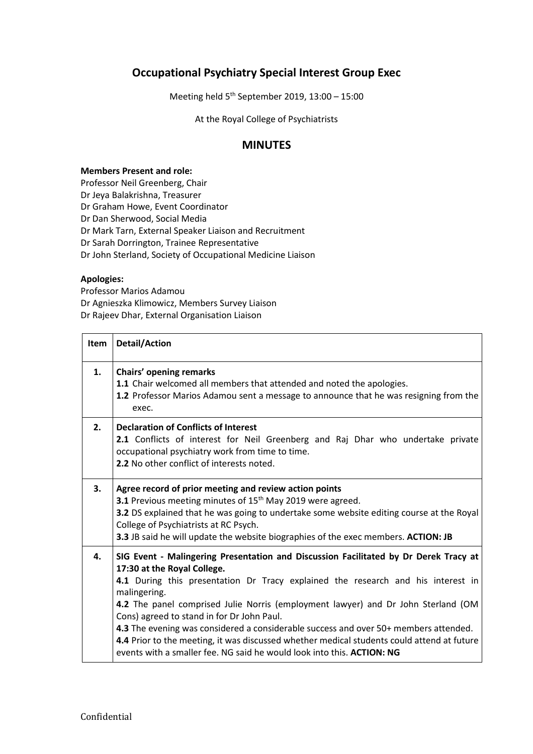## Occupational Psychiatry Special Interest Group Exec

Meeting held 5th September 2019, 13:00 – 15:00

At the Royal College of Psychiatrists

## MINUTES

**Members Present and role:**
Professor Neil Greenberg, Chair
Dr Jeya Balakrishna, Treasurer
Dr Graham Howe, Event Coordinator
Dr Dan Sherwood, Social Media
Dr Mark Tarn, External Speaker Liaison and Recruitment
Dr Sarah Dorrington, Trainee Representative
Dr John Sterland, Society of Occupational Medicine Liaison

**Apologies:**
Professor Marios Adamou
Dr Agnieszka Klimowicz, Members Survey Liaison
Dr Rajeev Dhar, External Organisation Liaison

| Item | Detail/Action |
| --- | --- |
| **1.** | **Chairs' opening remarks**<br>**1.1** Chair welcomed all members that attended and noted the apologies.<br>**1.2** Professor Marios Adamou sent a message to announce that he was resigning from the exec. |
| **2.** | **Declaration of Conflicts of Interest**<br>**2.1** Conflicts of interest for Neil Greenberg and Raj Dhar who undertake private occupational psychiatry work from time to time.<br>**2.2** No other conflict of interests noted. |
| **3.** | **Agree record of prior meeting and review action points**<br>**3.1** Previous meeting minutes of 15th May 2019 were agreed.<br>**3.2** DS explained that he was going to undertake some website editing course at the Royal College of Psychiatrists at RC Psych.<br>**3.3** JB said he will update the website biographies of the exec members. **ACTION: JB** |
| **4.** | **SIG Event - Malingering Presentation and Discussion Facilitated by Dr Derek Tracy at 17:30 at the Royal College.**<br>**4.1** During this presentation Dr Tracy explained the research and his interest in malingering.<br>**4.2** The panel comprised Julie Norris (employment lawyer) and Dr John Sterland (OM Cons) agreed to stand in for Dr John Paul.<br>**4.3** The evening was considered a considerable success and over 50+ members attended.<br>**4.4** Prior to the meeting, it was discussed whether medical students could attend at future events with a smaller fee. NG said he would look into this. **ACTION: NG** |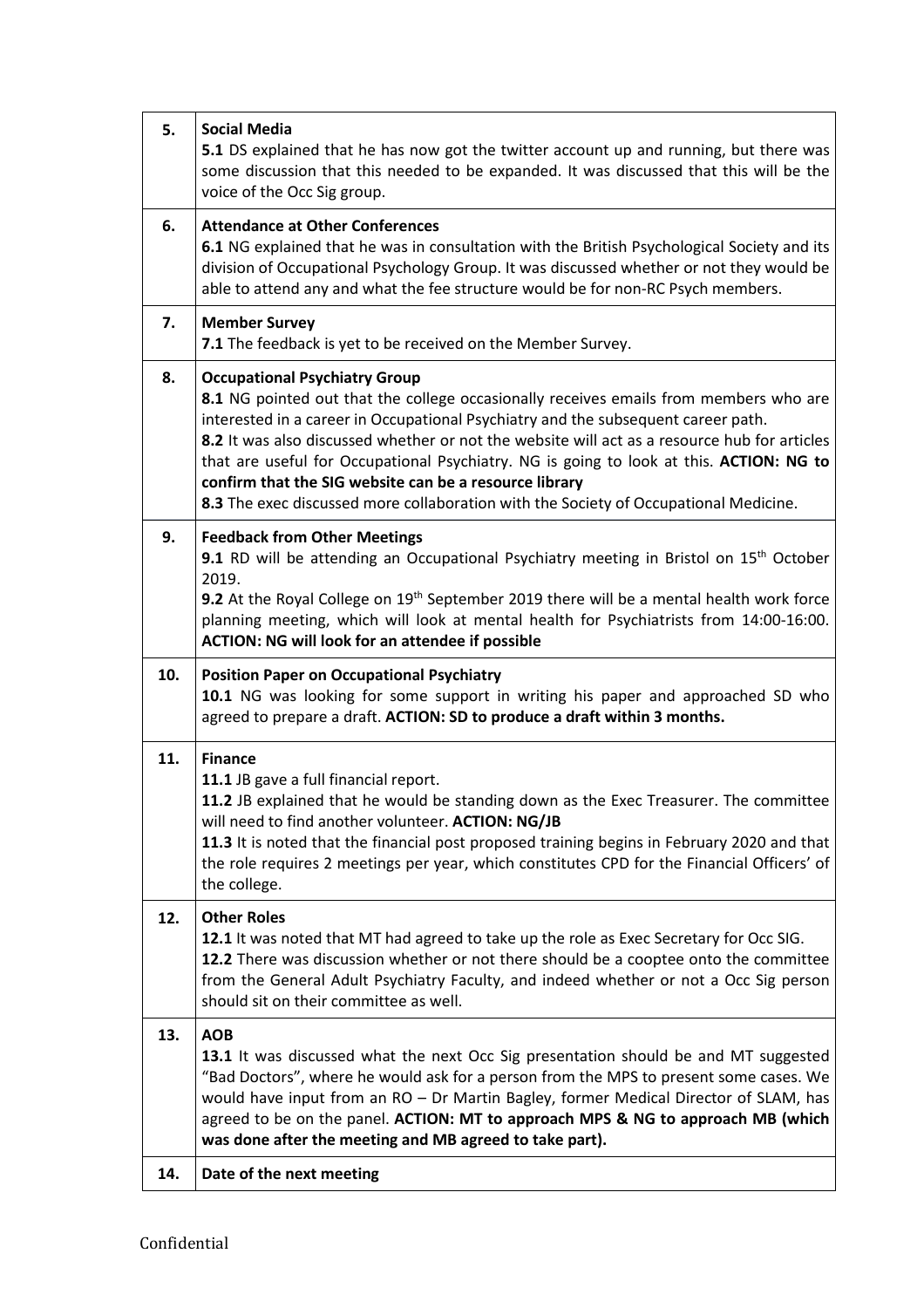| | |
|---|---|
| 5. | **Social Media**<br>**5.1** DS explained that he has now got the twitter account up and running, but there was some discussion that this needed to be expanded. It was discussed that this will be the voice of the Occ Sig group. |
| 6. | **Attendance at Other Conferences**<br>**6.1** NG explained that he was in consultation with the British Psychological Society and its division of Occupational Psychology Group. It was discussed whether or not they would be able to attend any and what the fee structure would be for non-RC Psych members. |
| 7. | **Member Survey**<br>**7.1** The feedback is yet to be received on the Member Survey. |
| 8. | **Occupational Psychiatry Group**<br>**8.1** NG pointed out that the college occasionally receives emails from members who are interested in a career in Occupational Psychiatry and the subsequent career path.<br>**8.2** It was also discussed whether or not the website will act as a resource hub for articles that are useful for Occupational Psychiatry. NG is going to look at this. **ACTION: NG to confirm that the SIG website can be a resource library**<br>**8.3** The exec discussed more collaboration with the Society of Occupational Medicine. |
| 9. | **Feedback from Other Meetings**<br>**9.1** RD will be attending an Occupational Psychiatry meeting in Bristol on 15th October 2019.<br>**9.2** At the Royal College on 19th September 2019 there will be a mental health work force planning meeting, which will look at mental health for Psychiatrists from 14:00-16:00. **ACTION: NG will look for an attendee if possible** |
| 10. | **Position Paper on Occupational Psychiatry**<br>**10.1** NG was looking for some support in writing his paper and approached SD who agreed to prepare a draft. **ACTION: SD to produce a draft within 3 months.** |
| 11. | **Finance**<br>**11.1** JB gave a full financial report.<br>**11.2** JB explained that he would be standing down as the Exec Treasurer. The committee will need to find another volunteer. **ACTION: NG/JB**<br>**11.3** It is noted that the financial post proposed training begins in February 2020 and that the role requires 2 meetings per year, which constitutes CPD for the Financial Officers' of the college. |
| 12. | **Other Roles**<br>**12.1** It was noted that MT had agreed to take up the role as Exec Secretary for Occ SIG.<br>**12.2** There was discussion whether or not there should be a cooptee onto the committee from the General Adult Psychiatry Faculty, and indeed whether or not a Occ Sig person should sit on their committee as well. |
| 13. | **AOB**<br>**13.1** It was discussed what the next Occ Sig presentation should be and MT suggested "Bad Doctors", where he would ask for a person from the MPS to present some cases. We would have input from an RO – Dr Martin Bagley, former Medical Director of SLAM, has agreed to be on the panel. **ACTION: MT to approach MPS & NG to approach MB (which was done after the meeting and MB agreed to take part).** |
| 14. | **Date of the next meeting** |

Confidential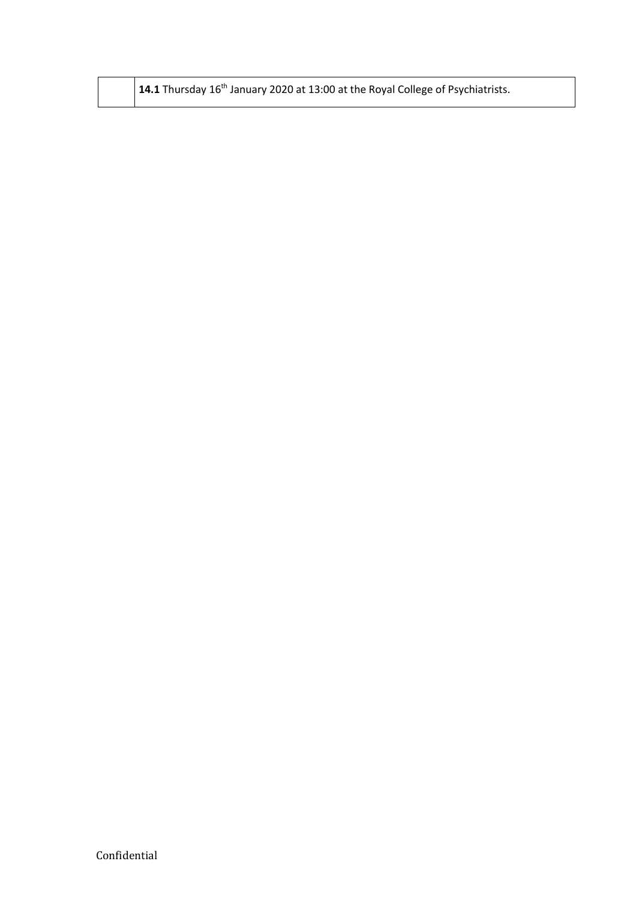| | |
|---|---|
| | **14.1** Thursday 16th January 2020 at 13:00 at the Royal College of Psychiatrists. |

Confidential